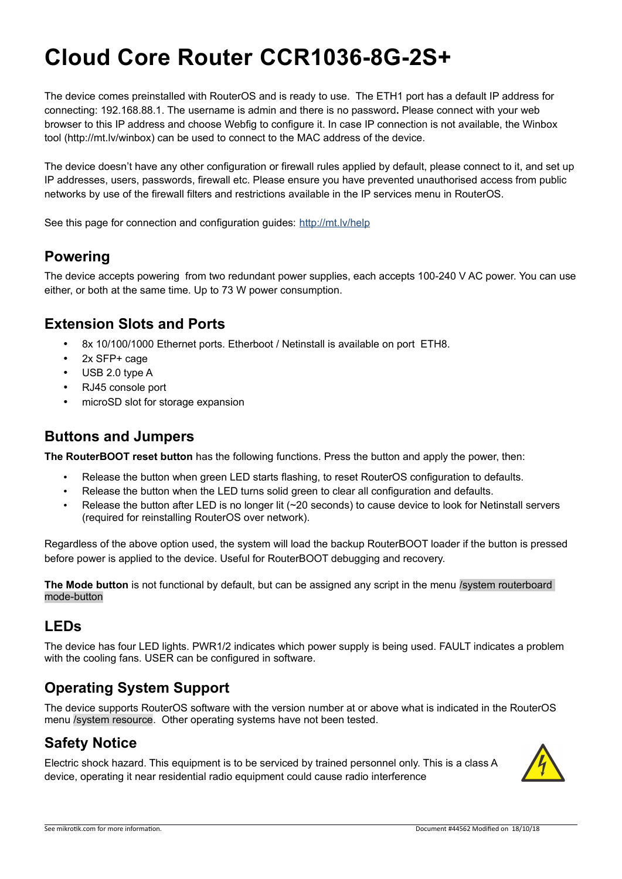# Cloud Core Router CCR1036-8G-2S+

The device comes preinstalled with RouterOS and is ready to use. The ETH1 port has a default IP address for connecting: 192.168.88.1. The username is admin and there is no password. Please connect with your web browser to this IP address and choose Webfig to configure it. In case IP connection is not available, the Winbox tool (http://mt.lv/winbox) can be used to connect to the MAC address of the device.

The device doesn't have any other configuration or firewall rules applied by default, please connect to it, and set up IP addresses, users, passwords, firewall etc. Please ensure you have prevented unauthorised access from public networks by use of the firewall filters and restrictions available in the IP services menu in RouterOS.

See this page for connection and configuration guides: http://mt.lv/help

## Powering

The device accepts powering from two redundant power supplies, each accepts 100-240 V AC power. You can use either, or both at the same time. Up to 73 W power consumption.

## Extension Slots and Ports

- 8x 10/100/1000 Ethernet ports. Etherboot / Netinstall is available on port ETH8.
- 2x SFP+ cage
- USB 2.0 type A
- RJ45 console port
- microSD slot for storage expansion

## Buttons and Jumpers

**The RouterBOOT reset button** has the following functions. Press the button and apply the power, then:

- Release the button when green LED starts flashing, to reset RouterOS configuration to defaults.
- Release the button when the LED turns solid green to clear all configuration and defaults.
- Release the button after LED is no longer lit (~20 seconds) to cause device to look for Netinstall servers (required for reinstalling RouterOS over network).

Regardless of the above option used, the system will load the backup RouterBOOT loader if the button is pressed before power is applied to the device. Useful for RouterBOOT debugging and recovery.

**The Mode button** is not functional by default, but can be assigned any script in the menu /system routerboard mode-button

## LEDs

The device has four LED lights. PWR1/2 indicates which power supply is being used. FAULT indicates a problem with the cooling fans. USER can be configured in software.

## Operating System Support

The device supports RouterOS software with the version number at or above what is indicated in the RouterOS menu /system resource. Other operating systems have not been tested.

## Safety Notice

Electric shock hazard. This equipment is to be serviced by trained personnel only. This is a class A device, operating it near residential radio equipment could cause radio interference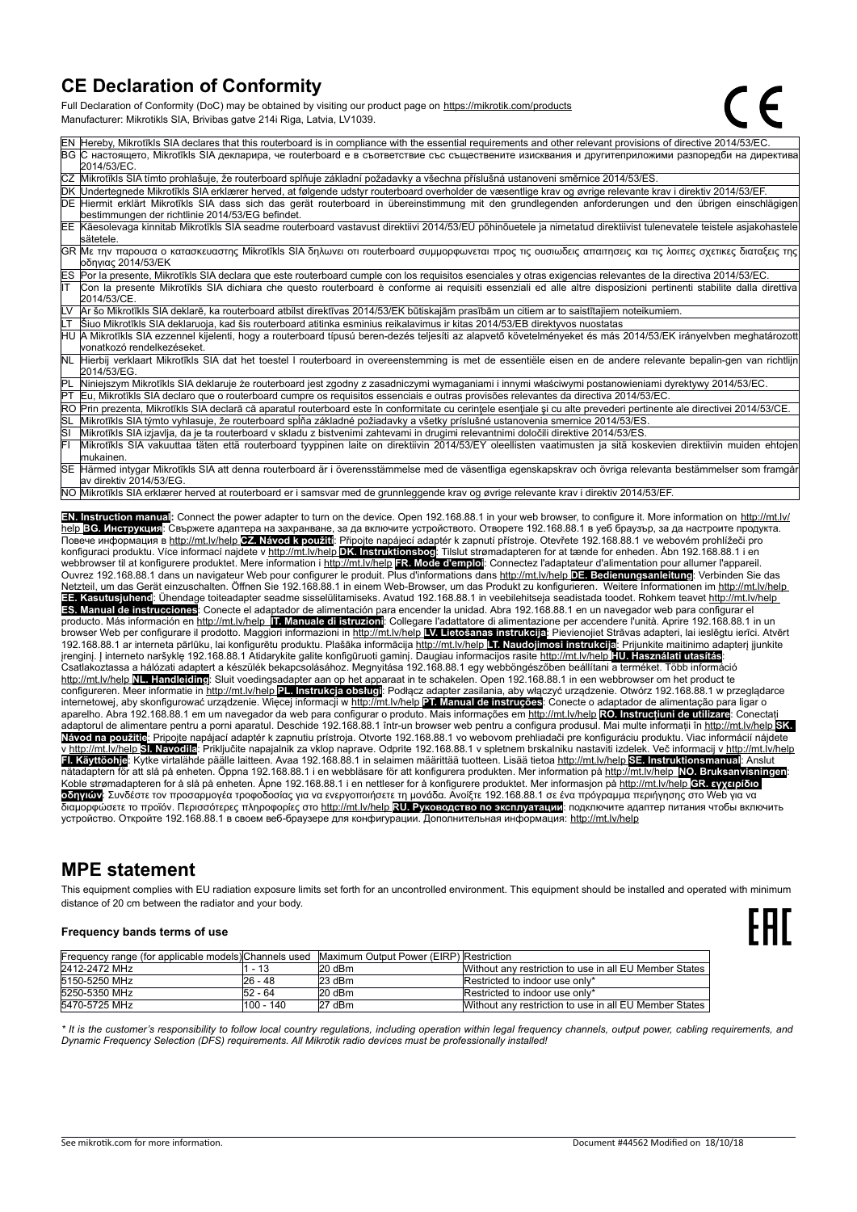# CE Declaration of Conformity

Full Declaration of Conformity (DoC) may be obtained by visiting our product page on https://mikrotik.com/products
Manufacturer: Mikrotikls SIA, Brivibas gatve 214i Riga, Latvia, LV1039.

| | |
|---|---|
| EN | Hereby, Mikrotīkls SIA declares that this routerboard is in compliance with the essential requirements and other relevant provisions of directive 2014/53/EC. |
| BG | С настоящето, Mikrotīkls SIA декларира, че routerboard е в съответствие със съществените изисквания и другитеприложими разпоредби на директива 2014/53/EC. |
| CZ | Mikrotīkls SIA tímto prohlašuje, že routerboard splňuje základní požadavky a všechna příslušná ustanoveni směrnice 2014/53/ES. |
| DK | Undertegnede Mikrotīkls SIA erklærer herved, at følgende udstyr routerboard overholder de væsentlige krav og øvrige relevante krav i direktiv 2014/53/EF. |
| DE | Hiermit erklärt Mikrotīkls SIA dass sich das gerät routerboard in übereinstimmung mit den grundlegenden anforderungen und den übrigen einschlägigen bestimmungen der richtlinie 2014/53/EG befindet. |
| EE | Käesolevaga kinnitab Mikrotīkls SIA seadme routerboard vastavust direktiivi 2014/53/EÜ põhinõuetele ja nimetatud direktiivist tulenevatele teistele asjakohastele sätetele. |
| GR | Με την παρουσα ο κατασκευαστης Mikrotīkls SIA δηλωνει οτι routerboard συμμορφωνεται προς τις ουσιωδεις απαιτησεις και τις λοιπες σχετικες διαταξεις της οδηγιας 2014/53/ΕΚ |
| ES | Por la presente, Mikrotīkls SIA declara que este routerboard cumple con los requisitos esenciales y otras exigencias relevantes de la directiva 2014/53/EC. |
| IT | Con la presente Mikrotīkls SIA dichiara che questo routerboard è conforme ai requisiti essenziali ed alle altre disposizioni pertinenti stabilite dalla direttiva 2014/53/CE. |
| LV | Ar šo Mikrotīkls SIA deklarē, ka routerboard atbilst direktīvas 2014/53/EK būtiskajām prasībām un citiem ar to saistītajiem noteikumiem. |
| LT | Šiuo Mikrotīkls SIA deklaruoja, kad šis routerboard atitinka esminius reikalavimus ir kitas 2014/53/EB direktyvos nuostatas |
| HU | A Mikrotīkls SIA ezzennel kijelenti, hogy a routerboard típusú beren-dezés teljesíti az alapvető követelményeket és más 2014/53/EK irányelvben meghatározott vonatkozó rendelkezéseket. |
| NL | Hierbij verklaart Mikrotīkls SIA dat het toestel I routerboard in overeenstemming is met de essentiële eisen en de andere relevante bepalin-gen van richtlijn 2014/53/EG. |
| PL | Niniejszym Mikrotīkls SIA deklaruje że routerboard jest zgodny z zasadniczymi wymaganiami i innymi właściwymi postanowieniami dyrektywy 2014/53/EC. |
| PT | Eu, Mikrotīkls SIA declaro que o routerboard cumpre os requisitos essenciais e outras provisões relevantes da directiva 2014/53/EC. |
| RO | Prin prezenta, Mikrotīkls SIA declară că aparatul routerboard este în conformitate cu cerinţele esenţiale şi cu alte prevederi pertinente ale directivei 2014/53/CE. |
| SL | Mikrotīkls SIA týmto vyhlasuje, že routerboard spĺňa základné požiadavky a všetky príslušné ustanovenia smernice 2014/53/ES. |
| SI | Mikrotīkls SIA izjavlja, da je ta routerboard v skladu z bistvenimi zahtevami in drugimi relevantnimi določili direktive 2014/53/ES. |
| FI | Mikrotīkls SIA vakuuttaa täten että routerboard tyyppinen laite on direktiivin 2014/53/EY oleellisten vaatimusten ja sitä koskevien direktiivin muiden ehtojen mukainen. |
| SE | Härmed intygar Mikrotīkls SIA att denna routerboard är i överensstämmelse med de väsentliga egenskapskrav och övriga relevanta bestämmelser som framgår av direktiv 2014/53/EG. |
| NO | Mikrotīkls SIA erklærer herved at routerboard er i samsvar med de grunnleggende krav og øvrige relevante krav i direktiv 2014/53/EF. |

**EN. Instruction manual:** Connect the power adapter to turn on the device. Open 192.168.88.1 in your web browser, to configure it. More information on http://mt.lv/help **BG. Инструкция**: Свържете адаптера на захранване, за да включите устройството. Отворете 192.168.88.1 в уеб браузър, за да настроите продукта. Повече информация в http://mt.lv/help **CZ. Návod k použití**: Připojte napájecí adaptér k zapnutí přístroje. Otevřete 192.168.88.1 ve webovém prohlížeči pro konfiguraci produktu. Více informací najdete v http://mt.lv/help **DK. Instruktionsbog**: Tilslut strømadapteren for at tænde for enheden. Åbn 192.168.88.1 i en webbrowser til at konfigurere produktet. Mere information i http://mt.lv/help **FR. Mode d'emploi**: Connectez l'adaptateur d'alimentation pour allumer l'appareil. Ouvrez 192.168.88.1 dans un navigateur Web pour configurer le produit. Plus d'informations dans http://mt.lv/help **DE. Bedienungsanleitung**: Verbinden Sie das Netzteil, um das Gerät einzuschalten. Öffnen Sie 192.168.88.1 in einem Web-Browser, um das Produkt zu konfigurieren. Weitere Informationen im http://mt.lv/help **EE. Kasutusjuhend**: Ühendage toiteadapter seadme sisselülitamiseks. Avatud 192.168.88.1 in veebilehitseja seadistada toodet. Rohkem teavet http://mt.lv/help **ES. Manual de instrucciones**: Conecte el adaptador de alimentación para encender la unidad. Abra 192.168.88.1 en un navegador web para configurar el producto. Más información en http://mt.lv/help **IT. Manuale di istruzioni**: Collegare l'adattatore di alimentazione per accendere l'unità. Aprire 192.168.88.1 in un browser Web per configurare il prodotto. Maggiori informazioni in http://mt.lv/help **LV. Lietošanas instrukcija**: Pievienojiet Strāvas adapteri, lai ieslēgtu ierīci. Atvērt 192.168.88.1 ar interneta pārlūku, lai konfigurētu produktu. Plašāka informācija http://mt.lv/help **LT. Naudojimosi instrukcija**: Prijunkite maitinimo adapterį įjunkite įrenginį. Į interneto naršyklę 192.168.88.1 Atidarykite galite konfigūruoti gaminį. Daugiau informacijos rasite http://mt.lv/help **HU. Használati utasítás**: Csatlakoztassa a hálózati adaptert a készülék bekapcsolásához. Megnyitása 192.168.88.1 egy webböngészőben beállítani a terméket. Több információ http://mt.lv/help **NL. Handleiding**: Sluit voedingsadapter aan op het apparaat in te schakelen. Open 192.168.88.1 in een webbrowser om het product te configureren. Meer informatie in http://mt.lv/help **PL. Instrukcja obsługi**: Podłącz adapter zasilania, aby włączyć urządzenie. Otwórz 192.168.88.1 w przeglądarce internetowej, aby skonfigurować urządzenie. Więcej informacji w http://mt.lv/help **PT. Manual de instruções**: Conecte o adaptador de alimentação para ligar o aparelho. Abra 192.168.88.1 em um navegador da web para configurar o produto. Mais informações em http://mt.lv/help **RO. Instrucțiuni de utilizare**: Conectați adaptorul de alimentare pentru a porni aparatul. Deschide 192.168.88.1 într-un browser web pentru a configura produsul. Mai multe informații în http://mt.lv/help **SK. Návod na použitie**: Pripojte napájací adaptér k zapnutiu prístroja. Otvorte 192.168.88.1 vo webovom prehliadači pre konfiguráciu produktu. Viac informácií nájdete v http://mt.lv/help **SI. Navodila**: Priključite napajalnik za vklop naprave. Odprite 192.168.88.1 v spletnem brskalniku nastaviti izdelek. Več informacij v http://mt.lv/help **FI. Käyttöohje**: Kytke virtalähde päälle laitteen. Avaa 192.168.88.1 in selaimen määrittää tuotteen. Lisää tietoa http://mt.lv/help **SE. Instruktionsmanual**: Anslut nätadaptern för att slå på enheten. Öppna 192.168.88.1 i en webbläsare för att konfigurera produkten. Mer information på http://mt.lv/help **NO. Bruksanvisningen**: Koble strømadapteren for å slå på enheten. Åpne 192.168.88.1 i en nettleser for å konfigurere produktet. Mer informasjon på http://mt.lv/help **GR. εγχειρίδιο οδηγιών**: Συνδέστε τον προσαρμογέα τροφοδοσίας για να ενεργοποιήσετε τη μονάδα. Ανοίξτε 192.168.88.1 σε ένα πρόγραμμα περιήγησης στο Web για να διαμορφώσετε το προϊόν. Περισσότερες πληροφορίες στο http://mt.lv/help **RU. Руководство по эксплуатации**: подключите адаптер питания чтобы включить устройство. Откройте 192.168.88.1 в своем веб-браузере для конфигурации. Дополнительная информация: http://mt.lv/help

## MPE statement

This equipment complies with EU radiation exposure limits set forth for an uncontrolled environment. This equipment should be installed and operated with minimum distance of 20 cm between the radiator and your body.

EAC

### Frequency bands terms of use

| Frequency range (for applicable models) | Channels used | Maximum Output Power (EIRP) | Restriction |
|---|---|---|---|
| 2412-2472 MHz | 1 - 13 | 20 dBm | Without any restriction to use in all EU Member States |
| 5150-5250 MHz | 26 - 48 | 23 dBm | Restricted to indoor use only* |
| 5250-5350 MHz | 52 - 64 | 20 dBm | Restricted to indoor use only* |
| 5470-5725 MHz | 100 - 140 | 27 dBm | Without any restriction to use in all EU Member States |

*\* It is the customer's responsibility to follow local country regulations, including operation within legal frequency channels, output power, cabling requirements, and Dynamic Frequency Selection (DFS) requirements. All Mikrotik radio devices must be professionally installed!*